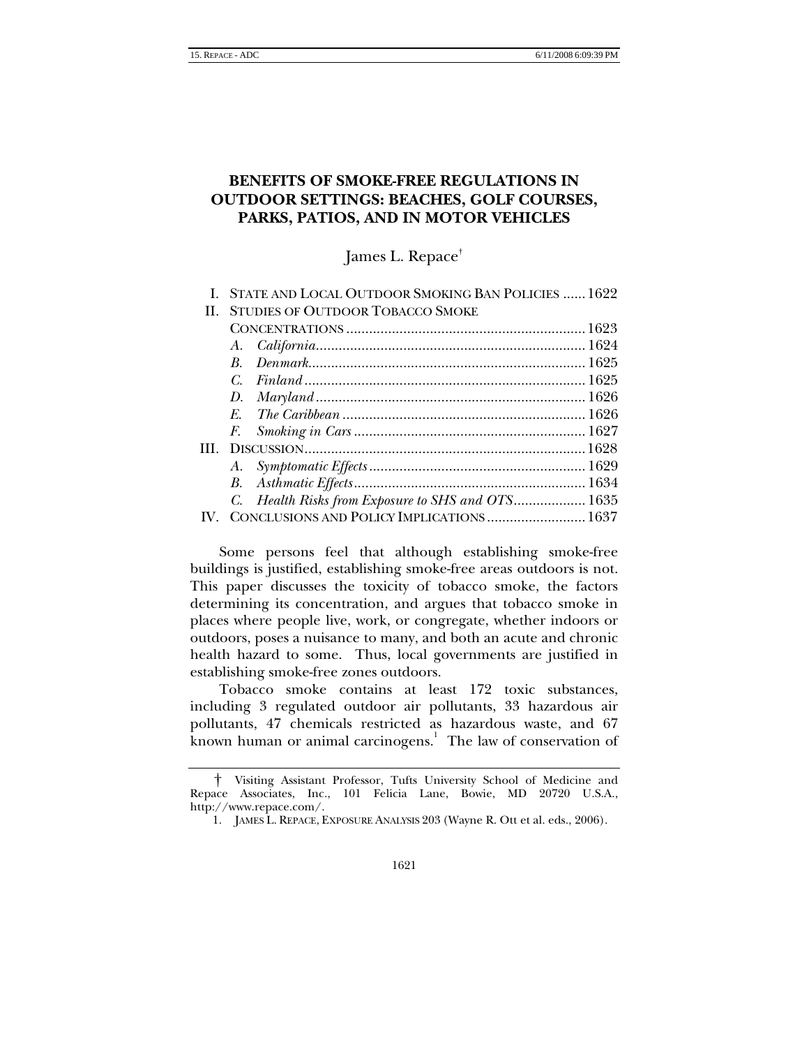# BENEFITS OF SMOKE-FREE REGULATIONS IN OUTDOOR SETTINGS: BEACHES, GOLF COURSES, PARKS, PATIOS, AND IN MOTOR VEHICLES

James L. Repace[†]

I. STATE AND LOCAL OUTDOOR SMOKING BAN POLICIES ...... 1622
II. STUDIES OF OUTDOOR TOBACCO SMOKE CONCENTRATIONS ............................................................... 1623
  A. *California* ....................................................................... 1624
  B. *Denmark* ......................................................................... 1625
  C. *Finland* .......................................................................... 1625
  D. *Maryland* ....................................................................... 1626
  E. *The Caribbean* ................................................................ 1626
  F. *Smoking in Cars* ............................................................ 1627
III. DISCUSSION ......................................................................... 1628
  A. *Symptomatic Effects* ......................................................... 1629
  B. *Asthmatic Effects* ............................................................. 1634
  C. *Health Risks from Exposure to SHS and OTS* .................. 1635
IV. CONCLUSIONS AND POLICY IMPLICATIONS .......................... 1637

Some persons feel that although establishing smoke-free buildings is justified, establishing smoke-free areas outdoors is not. This paper discusses the toxicity of tobacco smoke, the factors determining its concentration, and argues that tobacco smoke in places where people live, work, or congregate, whether indoors or outdoors, poses a nuisance to many, and both an acute and chronic health hazard to some. Thus, local governments are justified in establishing smoke-free zones outdoors.

Tobacco smoke contains at least 172 toxic substances, including 3 regulated outdoor air pollutants, 33 hazardous air pollutants, 47 chemicals restricted as hazardous waste, and 67 known human or animal carcinogens.[1] The law of conservation of

---

† Visiting Assistant Professor, Tufts University School of Medicine and Repace Associates, Inc., 101 Felicia Lane, Bowie, MD 20720 U.S.A., http://www.repace.com/.

1. JAMES L. REPACE, EXPOSURE ANALYSIS 203 (Wayne R. Ott et al. eds., 2006).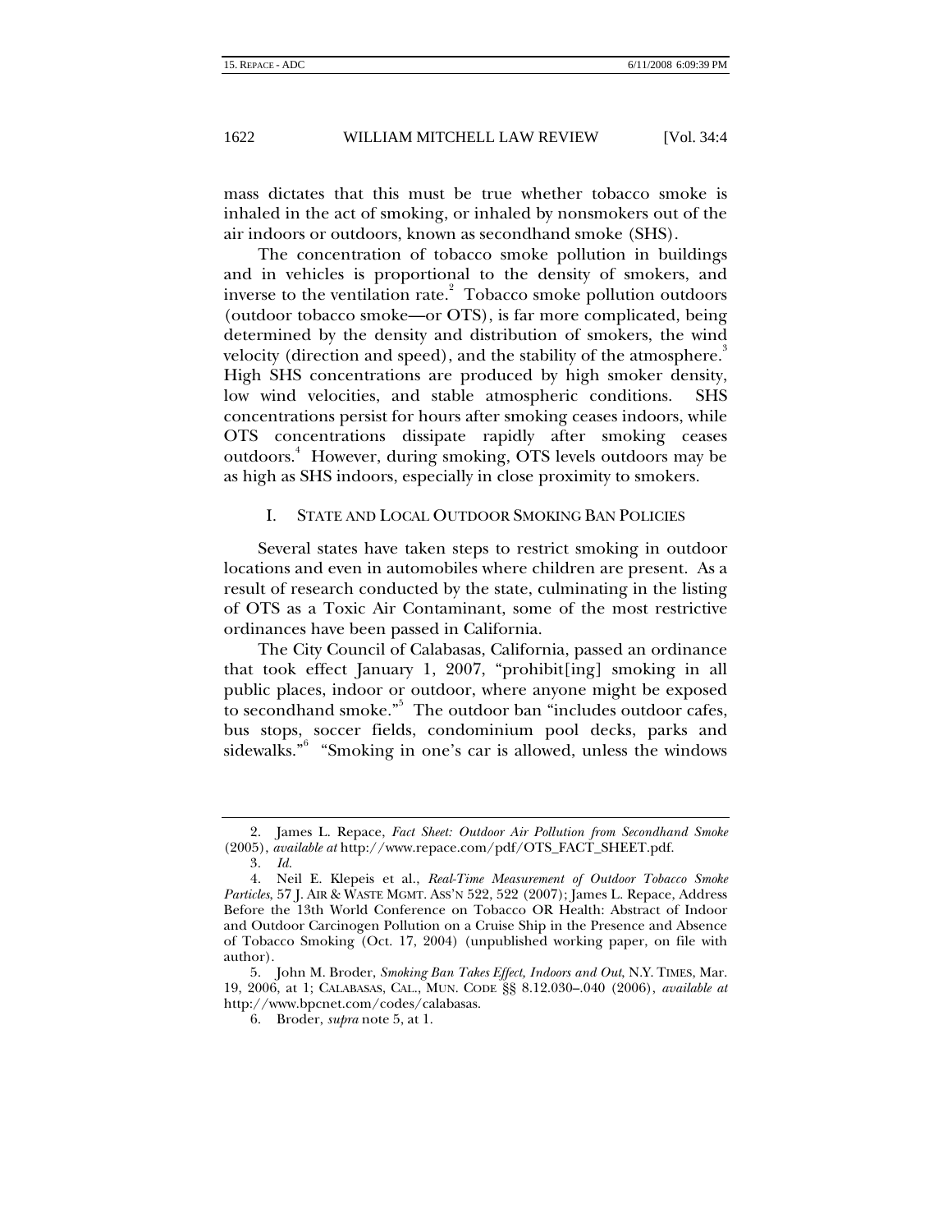mass dictates that this must be true whether tobacco smoke is inhaled in the act of smoking, or inhaled by nonsmokers out of the air indoors or outdoors, known as secondhand smoke (SHS).

The concentration of tobacco smoke pollution in buildings and in vehicles is proportional to the density of smokers, and inverse to the ventilation rate.[2] Tobacco smoke pollution outdoors (outdoor tobacco smoke—or OTS), is far more complicated, being determined by the density and distribution of smokers, the wind velocity (direction and speed), and the stability of the atmosphere.[3] High SHS concentrations are produced by high smoker density, low wind velocities, and stable atmospheric conditions. SHS concentrations persist for hours after smoking ceases indoors, while OTS concentrations dissipate rapidly after smoking ceases outdoors.[4] However, during smoking, OTS levels outdoors may be as high as SHS indoors, especially in close proximity to smokers.

## I. STATE AND LOCAL OUTDOOR SMOKING BAN POLICIES

Several states have taken steps to restrict smoking in outdoor locations and even in automobiles where children are present. As a result of research conducted by the state, culminating in the listing of OTS as a Toxic Air Contaminant, some of the most restrictive ordinances have been passed in California.

The City Council of Calabasas, California, passed an ordinance that took effect January 1, 2007, "prohibit[ing] smoking in all public places, indoor or outdoor, where anyone might be exposed to secondhand smoke."[5] The outdoor ban "includes outdoor cafes, bus stops, soccer fields, condominium pool decks, parks and sidewalks."[6] "Smoking in one's car is allowed, unless the windows

---

2. James L. Repace, *Fact Sheet: Outdoor Air Pollution from Secondhand Smoke* (2005), *available at* http://www.repace.com/pdf/OTS_FACT_SHEET.pdf.

3. *Id.*

4. Neil E. Klepeis et al., *Real-Time Measurement of Outdoor Tobacco Smoke Particles*, 57 J. AIR & WASTE MGMT. ASS'N 522, 522 (2007); James L. Repace, Address Before the 13th World Conference on Tobacco OR Health: Abstract of Indoor and Outdoor Carcinogen Pollution on a Cruise Ship in the Presence and Absence of Tobacco Smoking (Oct. 17, 2004) (unpublished working paper, on file with author).

5. John M. Broder, *Smoking Ban Takes Effect, Indoors and Out*, N.Y. TIMES, Mar. 19, 2006, at 1; CALABASAS, CAL., MUN. CODE §§ 8.12.030–.040 (2006), *available at* http://www.bpcnet.com/codes/calabasas.

6. Broder, *supra* note 5, at 1.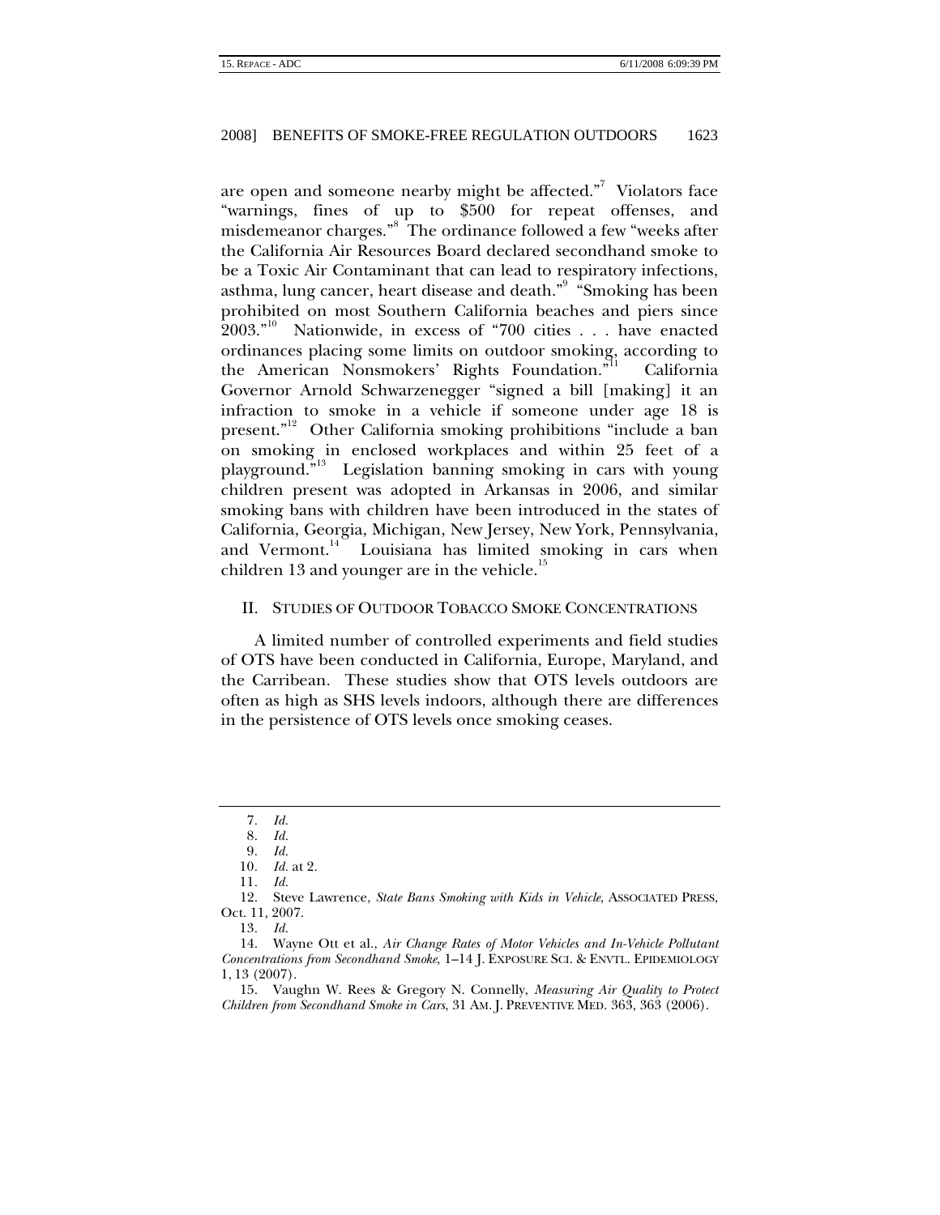are open and someone nearby might be affected."[7] Violators face "warnings, fines of up to $500 for repeat offenses, and misdemeanor charges."[8] The ordinance followed a few "weeks after the California Air Resources Board declared secondhand smoke to be a Toxic Air Contaminant that can lead to respiratory infections, asthma, lung cancer, heart disease and death."[9] "Smoking has been prohibited on most Southern California beaches and piers since 2003."[10] Nationwide, in excess of "700 cities . . . have enacted ordinances placing some limits on outdoor smoking, according to the American Nonsmokers' Rights Foundation."[11] California Governor Arnold Schwarzenegger "signed a bill [making] it an infraction to smoke in a vehicle if someone under age 18 is present."[12] Other California smoking prohibitions "include a ban on smoking in enclosed workplaces and within 25 feet of a playground."[13] Legislation banning smoking in cars with young children present was adopted in Arkansas in 2006, and similar smoking bans with children have been introduced in the states of California, Georgia, Michigan, New Jersey, New York, Pennsylvania, and Vermont.[14] Louisiana has limited smoking in cars when children 13 and younger are in the vehicle.[15]

## II. STUDIES OF OUTDOOR TOBACCO SMOKE CONCENTRATIONS

A limited number of controlled experiments and field studies of OTS have been conducted in California, Europe, Maryland, and the Carribean. These studies show that OTS levels outdoors are often as high as SHS levels indoors, although there are differences in the persistence of OTS levels once smoking ceases.

---

7. *Id.*

8. *Id.*

9. *Id.*

10. *Id.* at 2.

11. *Id.*

12. Steve Lawrence, *State Bans Smoking with Kids in Vehicle*, ASSOCIATED PRESS, Oct. 11, 2007.

13. *Id.*

14. Wayne Ott et al., *Air Change Rates of Motor Vehicles and In-Vehicle Pollutant Concentrations from Secondhand Smoke*, 1–14 J. EXPOSURE SCI. & ENVTL. EPIDEMIOLOGY 1, 13 (2007).

15. Vaughn W. Rees & Gregory N. Connelly, *Measuring Air Quality to Protect Children from Secondhand Smoke in Cars*, 31 AM. J. PREVENTIVE MED. 363, 363 (2006).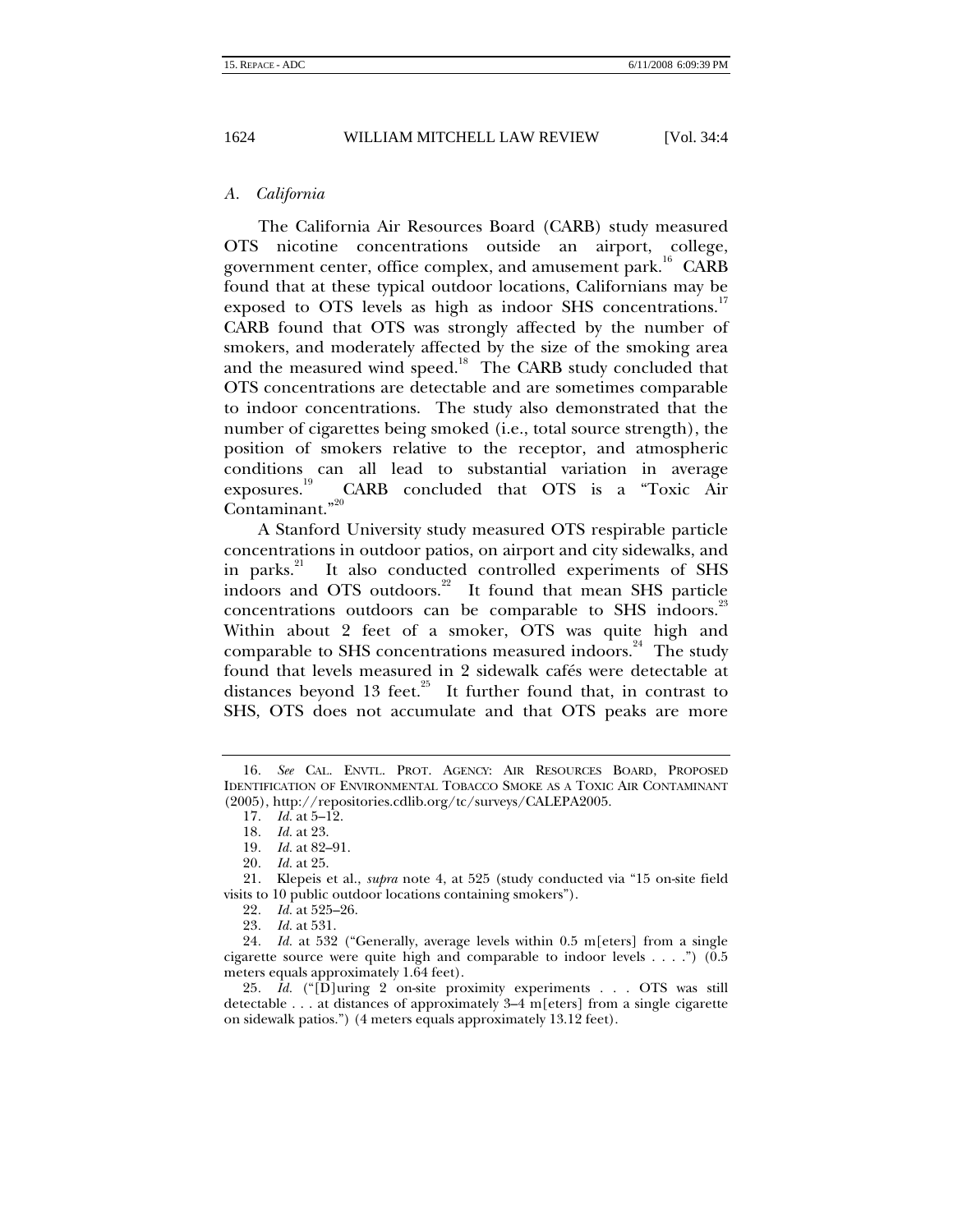### *A. California*

The California Air Resources Board (CARB) study measured OTS nicotine concentrations outside an airport, college, government center, office complex, and amusement park.[16] CARB found that at these typical outdoor locations, Californians may be exposed to OTS levels as high as indoor SHS concentrations.[17] CARB found that OTS was strongly affected by the number of smokers, and moderately affected by the size of the smoking area and the measured wind speed.[18] The CARB study concluded that OTS concentrations are detectable and are sometimes comparable to indoor concentrations. The study also demonstrated that the number of cigarettes being smoked (i.e., total source strength), the position of smokers relative to the receptor, and atmospheric conditions can all lead to substantial variation in average exposures.[19] CARB concluded that OTS is a "Toxic Air Contaminant."[20]

A Stanford University study measured OTS respirable particle concentrations in outdoor patios, on airport and city sidewalks, and in parks.[21] It also conducted controlled experiments of SHS indoors and OTS outdoors.[22] It found that mean SHS particle concentrations outdoors can be comparable to SHS indoors.[23] Within about 2 feet of a smoker, OTS was quite high and comparable to SHS concentrations measured indoors.[24] The study found that levels measured in 2 sidewalk cafés were detectable at distances beyond 13 feet.[25] It further found that, in contrast to SHS, OTS does not accumulate and that OTS peaks are more

---

16. *See* CAL. ENVTL. PROT. AGENCY: AIR RESOURCES BOARD, PROPOSED IDENTIFICATION OF ENVIRONMENTAL TOBACCO SMOKE AS A TOXIC AIR CONTAMINANT (2005), http://repositories.cdlib.org/tc/surveys/CALEPA2005.

17. *Id.* at 5–12.

18. *Id.* at 23.

19. *Id.* at 82–91.

20. *Id.* at 25.

21. Klepeis et al., *supra* note 4, at 525 (study conducted via "15 on-site field visits to 10 public outdoor locations containing smokers").

22. *Id.* at 525–26.

23. *Id.* at 531.

24. *Id.* at 532 ("Generally, average levels within 0.5 m[eters] from a single cigarette source were quite high and comparable to indoor levels . . . .") (0.5 meters equals approximately 1.64 feet).

25. *Id.* ("[D]uring 2 on-site proximity experiments . . . OTS was still detectable . . . at distances of approximately 3–4 m[eters] from a single cigarette on sidewalk patios.") (4 meters equals approximately 13.12 feet).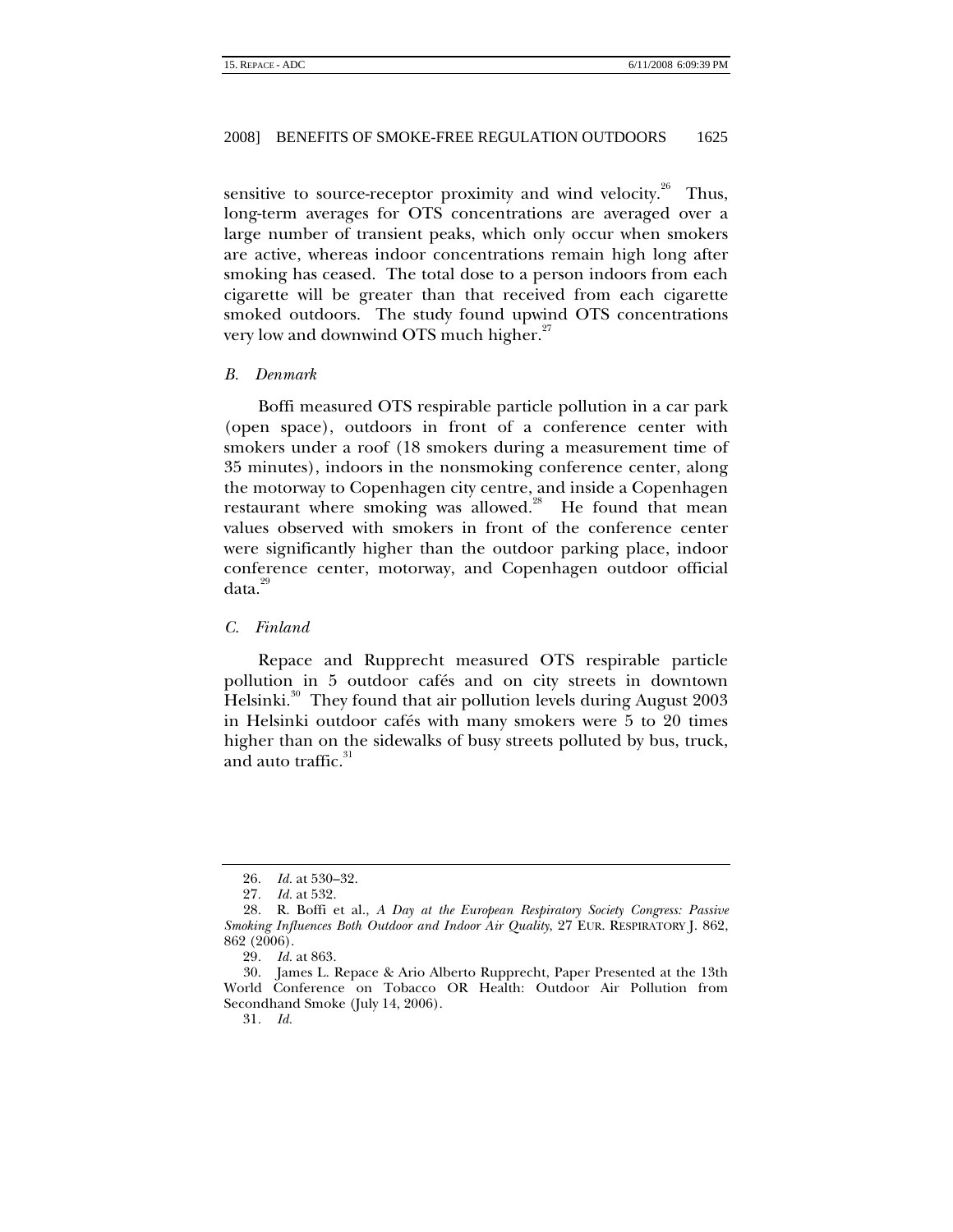sensitive to source-receptor proximity and wind velocity.[26] Thus, long-term averages for OTS concentrations are averaged over a large number of transient peaks, which only occur when smokers are active, whereas indoor concentrations remain high long after smoking has ceased. The total dose to a person indoors from each cigarette will be greater than that received from each cigarette smoked outdoors. The study found upwind OTS concentrations very low and downwind OTS much higher.[27]

### *B. Denmark*

Boffi measured OTS respirable particle pollution in a car park (open space), outdoors in front of a conference center with smokers under a roof (18 smokers during a measurement time of 35 minutes), indoors in the nonsmoking conference center, along the motorway to Copenhagen city centre, and inside a Copenhagen restaurant where smoking was allowed.[28] He found that mean values observed with smokers in front of the conference center were significantly higher than the outdoor parking place, indoor conference center, motorway, and Copenhagen outdoor official data.[29]

### *C. Finland*

Repace and Rupprecht measured OTS respirable particle pollution in 5 outdoor cafés and on city streets in downtown Helsinki.[30] They found that air pollution levels during August 2003 in Helsinki outdoor cafés with many smokers were 5 to 20 times higher than on the sidewalks of busy streets polluted by bus, truck, and auto traffic.[31]

---

26. *Id.* at 530–32.

27. *Id.* at 532.

28. R. Boffi et al., *A Day at the European Respiratory Society Congress: Passive Smoking Influences Both Outdoor and Indoor Air Quality*, 27 EUR. RESPIRATORY J. 862, 862 (2006).

29. *Id.* at 863.

30. James L. Repace & Ario Alberto Rupprecht, Paper Presented at the 13th World Conference on Tobacco OR Health: Outdoor Air Pollution from Secondhand Smoke (July 14, 2006).

31. *Id.*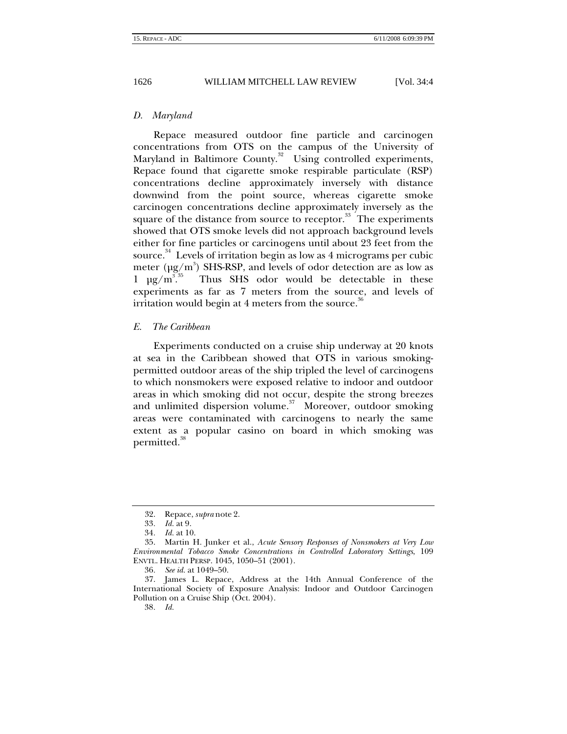### *D. Maryland*

Repace measured outdoor fine particle and carcinogen concentrations from OTS on the campus of the University of Maryland in Baltimore County.[32] Using controlled experiments, Repace found that cigarette smoke respirable particulate (RSP) concentrations decline approximately inversely with distance downwind from the point source, whereas cigarette smoke carcinogen concentrations decline approximately inversely as the square of the distance from source to receptor.[33] The experiments showed that OTS smoke levels did not approach background levels either for fine particles or carcinogens until about 23 feet from the source.[34] Levels of irritation begin as low as 4 micrograms per cubic meter ($\mu g/m^3$) SHS-RSP, and levels of odor detection are as low as 1 $\mu g/m^3$.[35] Thus SHS odor would be detectable in these experiments as far as 7 meters from the source, and levels of irritation would begin at 4 meters from the source.[36]

### *E. The Caribbean*

Experiments conducted on a cruise ship underway at 20 knots at sea in the Caribbean showed that OTS in various smoking-permitted outdoor areas of the ship tripled the level of carcinogens to which nonsmokers were exposed relative to indoor and outdoor areas in which smoking did not occur, despite the strong breezes and unlimited dispersion volume.[37] Moreover, outdoor smoking areas were contaminated with carcinogens to nearly the same extent as a popular casino on board in which smoking was permitted.[38]

---

32. Repace, *supra* note 2.

33. *Id.* at 9.

34. *Id.* at 10.

35. Martin H. Junker et al., *Acute Sensory Responses of Nonsmokers at Very Low Environmental Tobacco Smoke Concentrations in Controlled Laboratory Settings*, 109 ENVTL. HEALTH PERSP. 1045, 1050–51 (2001).

36. *See id.* at 1049–50.

37. James L. Repace, Address at the 14th Annual Conference of the International Society of Exposure Analysis: Indoor and Outdoor Carcinogen Pollution on a Cruise Ship (Oct. 2004).

38. *Id.*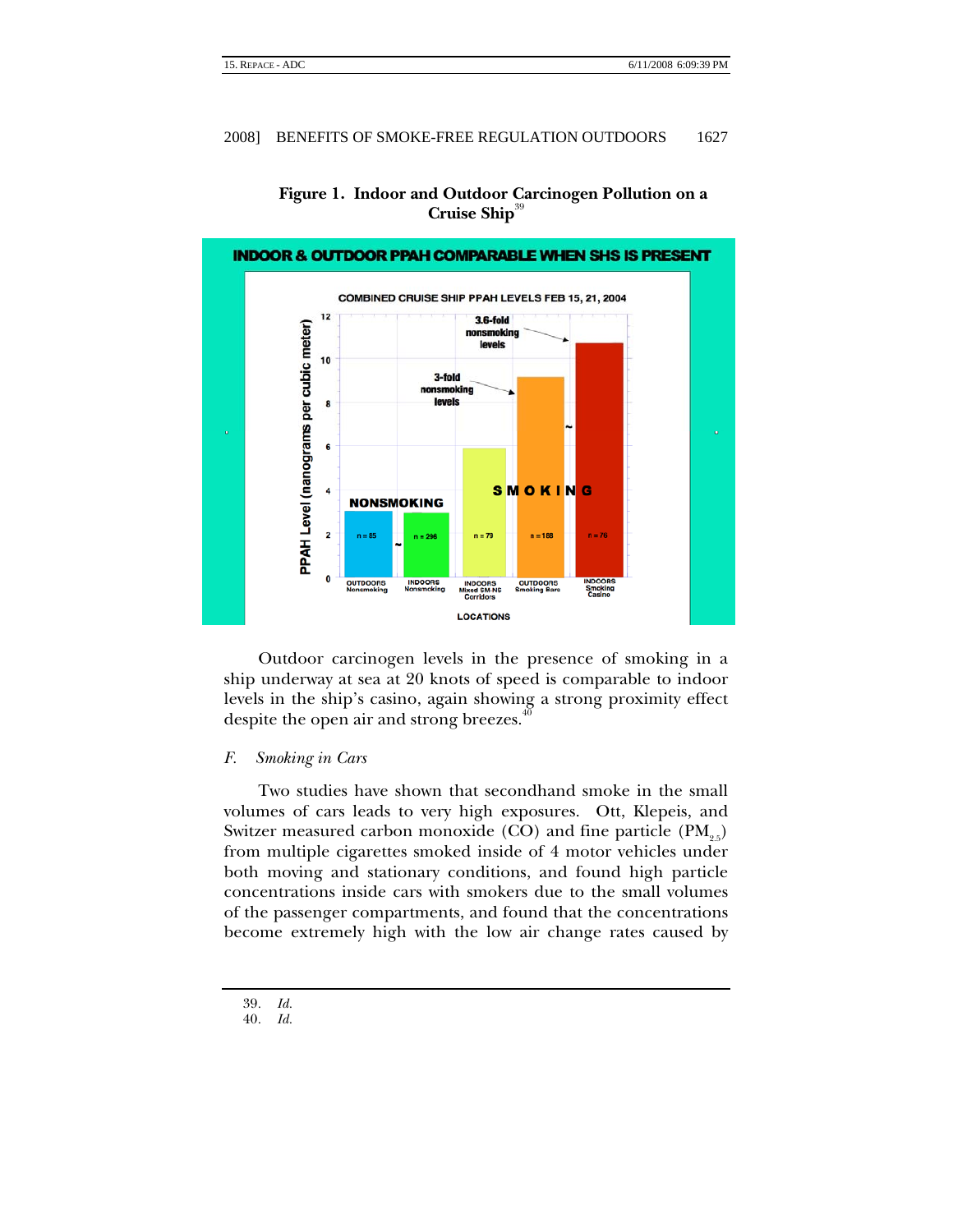**Figure 1. Indoor and Outdoor Carcinogen Pollution on a Cruise Ship**[39]

INDOOR & OUTDOOR PPAH COMPARABLE WHEN SHS IS PRESENT

COMBINED CRUISE SHIP PPAH LEVELS FEB 15, 21, 2004

| Location | PPAH Level (nanograms per cubic meter) | n |
|---|---|---|
| OUTDOORS Nonsmoking | ~3 | 85 |
| INDOORS Nonsmoking | ~3 | 296 |
| INDOORS Mixed SM-NS Corridors | ~5.9 | 79 |
| OUTDOORS Smoking Bars | ~9.2 (3-fold nonsmoking levels) | 188 |
| INDOORS Smoking Casino | ~10.8 (3.6-fold nonsmoking levels) | 76 |

Outdoor carcinogen levels in the presence of smoking in a ship underway at sea at 20 knots of speed is comparable to indoor levels in the ship's casino, again showing a strong proximity effect despite the open air and strong breezes.[40]

### *F. Smoking in Cars*

Two studies have shown that secondhand smoke in the small volumes of cars leads to very high exposures. Ott, Klepeis, and Switzer measured carbon monoxide (CO) and fine particle ($PM_{2.5}$) from multiple cigarettes smoked inside of 4 motor vehicles under both moving and stationary conditions, and found high particle concentrations inside cars with smokers due to the small volumes of the passenger compartments, and found that the concentrations become extremely high with the low air change rates caused by

---

39. *Id.*
40. *Id.*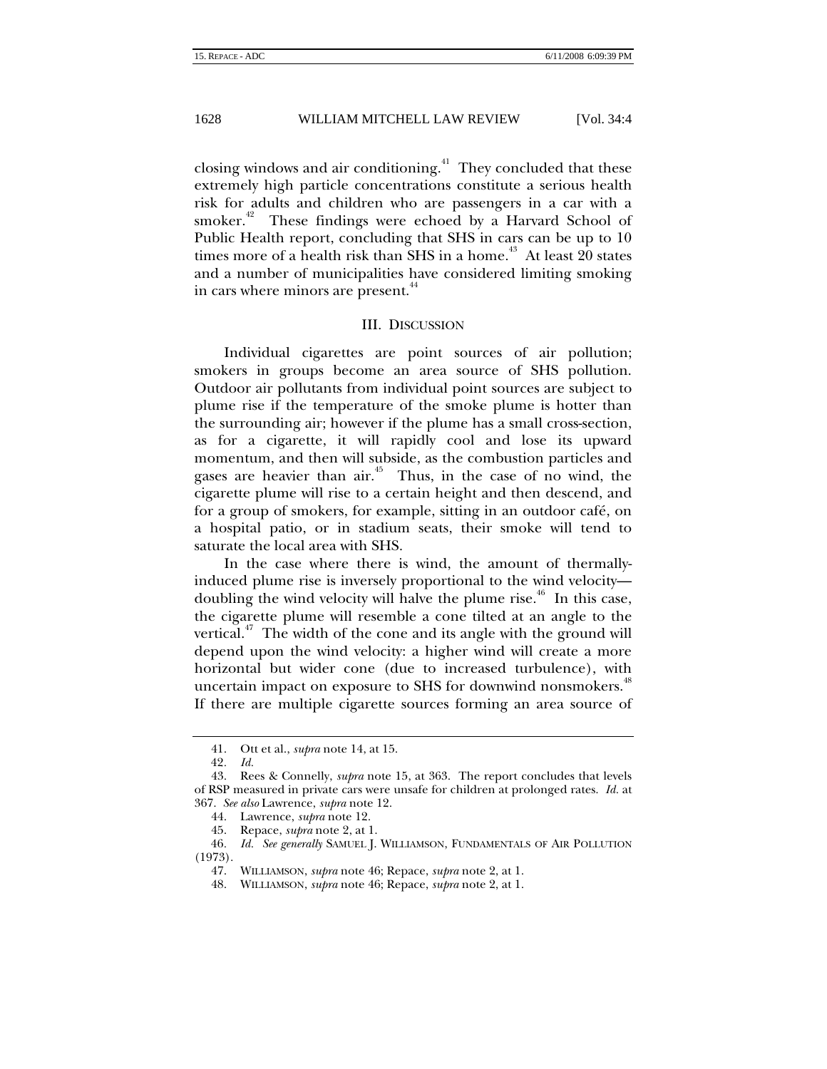closing windows and air conditioning.[41] They concluded that these extremely high particle concentrations constitute a serious health risk for adults and children who are passengers in a car with a smoker.[42] These findings were echoed by a Harvard School of Public Health report, concluding that SHS in cars can be up to 10 times more of a health risk than SHS in a home.[43] At least 20 states and a number of municipalities have considered limiting smoking in cars where minors are present.[44]

## III. DISCUSSION

Individual cigarettes are point sources of air pollution; smokers in groups become an area source of SHS pollution. Outdoor air pollutants from individual point sources are subject to plume rise if the temperature of the smoke plume is hotter than the surrounding air; however if the plume has a small cross-section, as for a cigarette, it will rapidly cool and lose its upward momentum, and then will subside, as the combustion particles and gases are heavier than air.[45] Thus, in the case of no wind, the cigarette plume will rise to a certain height and then descend, and for a group of smokers, for example, sitting in an outdoor café, on a hospital patio, or in stadium seats, their smoke will tend to saturate the local area with SHS.

In the case where there is wind, the amount of thermally-induced plume rise is inversely proportional to the wind velocity—doubling the wind velocity will halve the plume rise.[46] In this case, the cigarette plume will resemble a cone tilted at an angle to the vertical.[47] The width of the cone and its angle with the ground will depend upon the wind velocity: a higher wind will create a more horizontal but wider cone (due to increased turbulence), with uncertain impact on exposure to SHS for downwind nonsmokers.[48] If there are multiple cigarette sources forming an area source of

---

41. Ott et al., *supra* note 14, at 15.

42. *Id.*

43. Rees & Connelly, *supra* note 15, at 363. The report concludes that levels of RSP measured in private cars were unsafe for children at prolonged rates. *Id.* at 367. *See also* Lawrence, *supra* note 12.

44. Lawrence, *supra* note 12.

45. Repace, *supra* note 2, at 1.

46. *Id. See generally* SAMUEL J. WILLIAMSON, FUNDAMENTALS OF AIR POLLUTION (1973).

47. WILLIAMSON, *supra* note 46; Repace, *supra* note 2, at 1.

48. WILLIAMSON, *supra* note 46; Repace, *supra* note 2, at 1.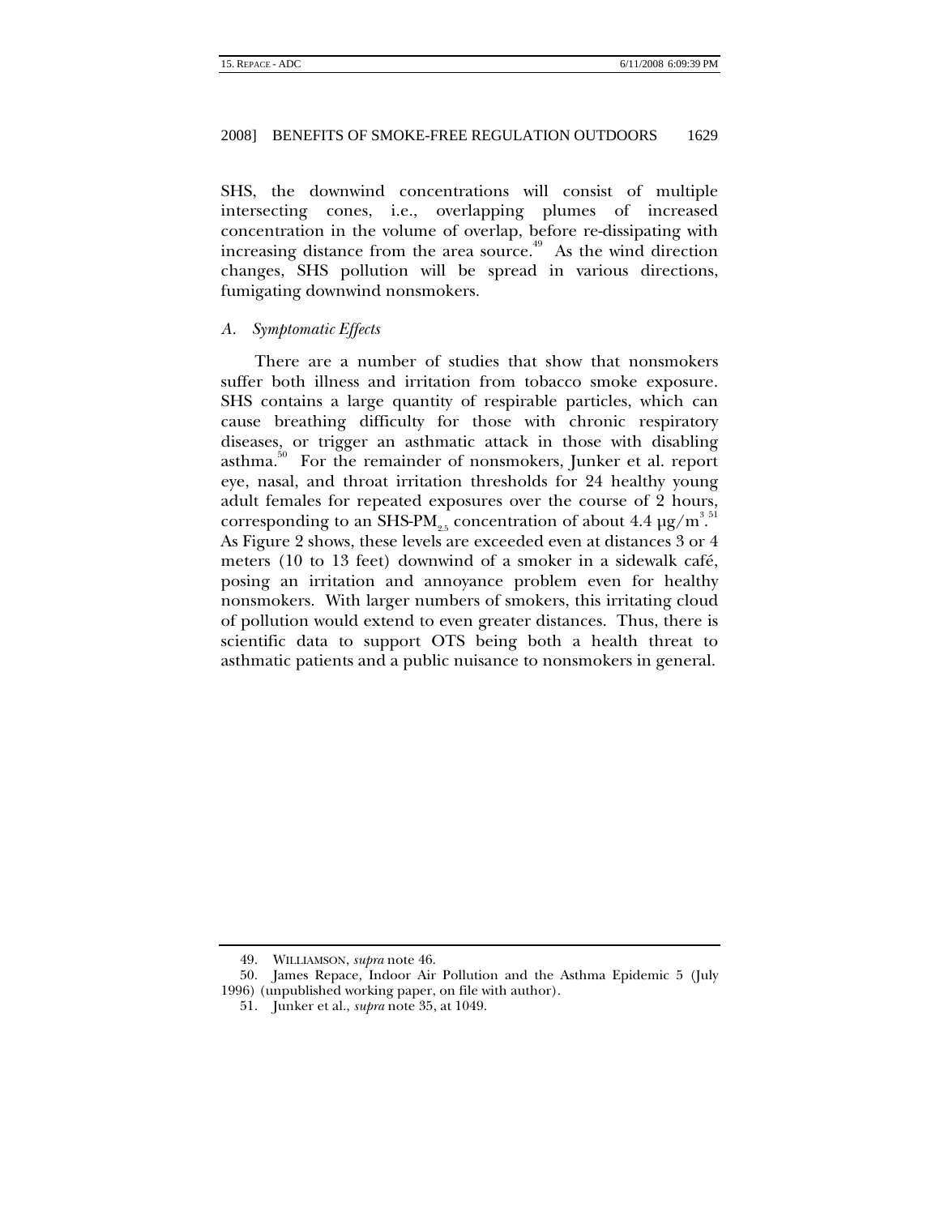SHS, the downwind concentrations will consist of multiple intersecting cones, i.e., overlapping plumes of increased concentration in the volume of overlap, before re-dissipating with increasing distance from the area source.[49] As the wind direction changes, SHS pollution will be spread in various directions, fumigating downwind nonsmokers.

### *A. Symptomatic Effects*

There are a number of studies that show that nonsmokers suffer both illness and irritation from tobacco smoke exposure. SHS contains a large quantity of respirable particles, which can cause breathing difficulty for those with chronic respiratory diseases, or trigger an asthmatic attack in those with disabling asthma.[50] For the remainder of nonsmokers, Junker et al. report eye, nasal, and throat irritation thresholds for 24 healthy young adult females for repeated exposures over the course of 2 hours, corresponding to an SHS-$PM_{2.5}$ concentration of about 4.4 $\mu g/m^3$.[51] As Figure 2 shows, these levels are exceeded even at distances 3 or 4 meters (10 to 13 feet) downwind of a smoker in a sidewalk café, posing an irritation and annoyance problem even for healthy nonsmokers. With larger numbers of smokers, this irritating cloud of pollution would extend to even greater distances. Thus, there is scientific data to support OTS being both a health threat to asthmatic patients and a public nuisance to nonsmokers in general.

---

49. WILLIAMSON, *supra* note 46.

50. James Repace, Indoor Air Pollution and the Asthma Epidemic 5 (July 1996) (unpublished working paper, on file with author).

51. Junker et al., *supra* note 35, at 1049.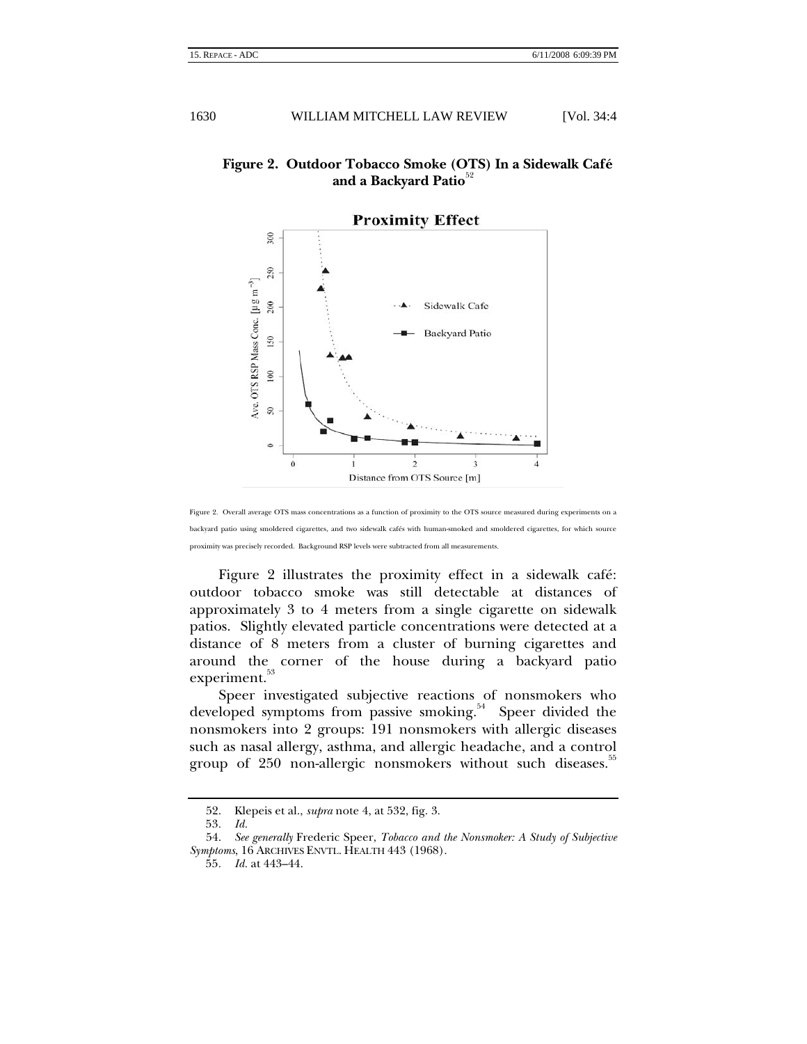**Figure 2. Outdoor Tobacco Smoke (OTS) In a Sidewalk Café and a Backyard Patio**[52]

Figure 2. Overall average OTS mass concentrations as a function of proximity to the OTS source measured during experiments on a backyard patio using smoldered cigarettes, and two sidewalk cafés with human-smoked and smoldered cigarettes, for which source proximity was precisely recorded. Background RSP levels were subtracted from all measurements.

Figure 2 illustrates the proximity effect in a sidewalk café: outdoor tobacco smoke was still detectable at distances of approximately 3 to 4 meters from a single cigarette on sidewalk patios. Slightly elevated particle concentrations were detected at a distance of 8 meters from a cluster of burning cigarettes and around the corner of the house during a backyard patio experiment.[53]

Speer investigated subjective reactions of nonsmokers who developed symptoms from passive smoking.[54] Speer divided the nonsmokers into 2 groups: 191 nonsmokers with allergic diseases such as nasal allergy, asthma, and allergic headache, and a control group of 250 non-allergic nonsmokers without such diseases.[55]

---

52. Klepeis et al., *supra* note 4, at 532, fig. 3.

53. *Id.*

54. *See generally* Frederic Speer, *Tobacco and the Nonsmoker: A Study of Subjective Symptoms*, 16 ARCHIVES ENVTL. HEALTH 443 (1968).

55. *Id.* at 443–44.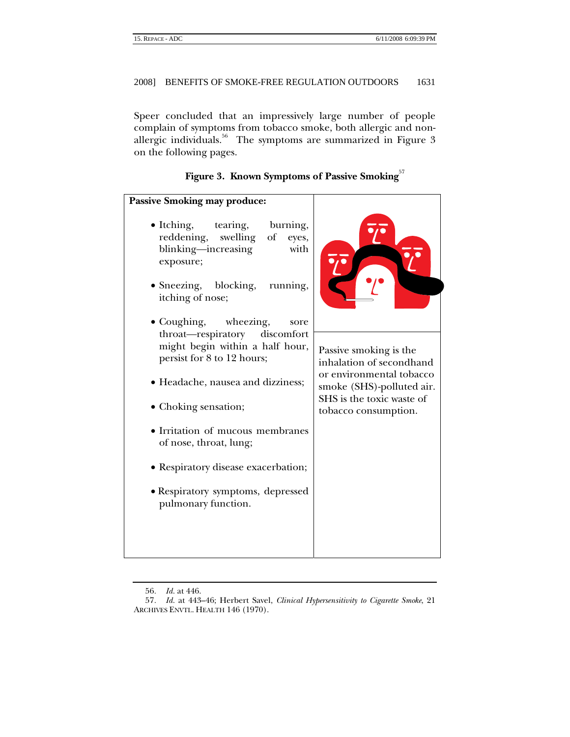Speer concluded that an impressively large number of people complain of symptoms from tobacco smoke, both allergic and non-allergic individuals.[56] The symptoms are summarized in Figure 3 on the following pages.

**Figure 3. Known Symptoms of Passive Smoking**[57]

| **Passive Smoking may produce:** | |
|---|---|
| • Itching, tearing, burning, reddening, swelling of eyes, blinking—increasing with exposure;<br><br>• Sneezing, blocking, running, itching of nose;<br><br>• Coughing, wheezing, sore throat—respiratory discomfort might begin within a half hour, persist for 8 to 12 hours;<br><br>• Headache, nausea and dizziness;<br><br>• Choking sensation;<br><br>• Irritation of mucous membranes of nose, throat, lung;<br><br>• Respiratory disease exacerbation;<br><br>• Respiratory symptoms, depressed pulmonary function. | Passive smoking is the inhalation of secondhand or environmental tobacco smoke (SHS)-polluted air. SHS is the toxic waste of tobacco consumption. |

56. *Id.* at 446.

57. *Id.* at 443–46; Herbert Savel, *Clinical Hypersensitivity to Cigarette Smoke*, 21 ARCHIVES ENVTL. HEALTH 146 (1970).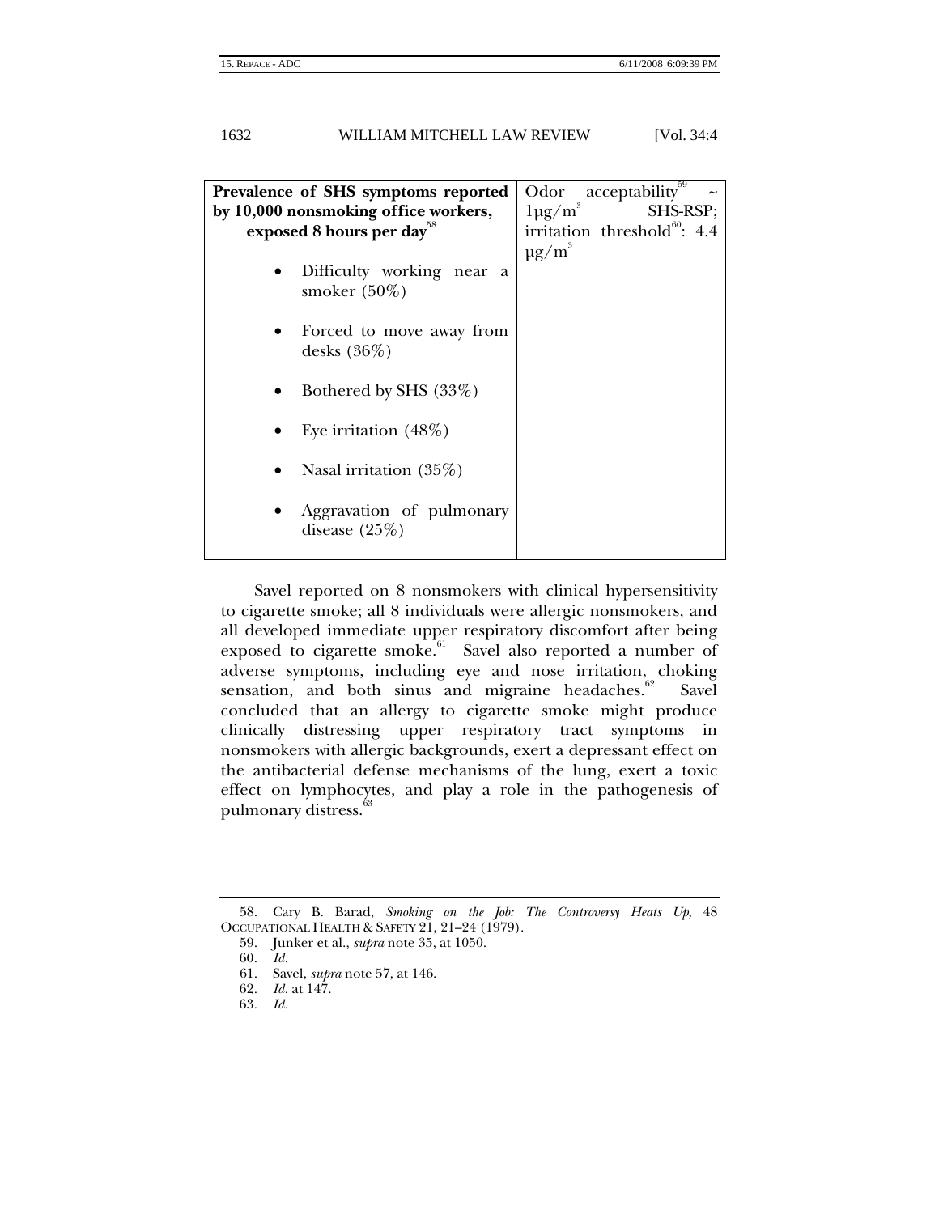| **Prevalence of SHS symptoms reported by 10,000 nonsmoking office workers, exposed 8 hours per day**[58]<br><br>• Difficulty working near a smoker (50%)<br>• Forced to move away from desks (36%)<br>• Bothered by SHS (33%)<br>• Eye irritation (48%)<br>• Nasal irritation (35%)<br>• Aggravation of pulmonary disease (25%) | Odor acceptability[59] ~ $1 \mu g/m^3$ SHS-RSP; irritation threshold[60]: 4.4 $\mu g/m^3$ |
|---|---|

Savel reported on 8 nonsmokers with clinical hypersensitivity to cigarette smoke; all 8 individuals were allergic nonsmokers, and all developed immediate upper respiratory discomfort after being exposed to cigarette smoke.[61] Savel also reported a number of adverse symptoms, including eye and nose irritation, choking sensation, and both sinus and migraine headaches.[62] Savel concluded that an allergy to cigarette smoke might produce clinically distressing upper respiratory tract symptoms in nonsmokers with allergic backgrounds, exert a depressant effect on the antibacterial defense mechanisms of the lung, exert a toxic effect on lymphocytes, and play a role in the pathogenesis of pulmonary distress.[63]

---

58. Cary B. Barad, *Smoking on the Job: The Controversy Heats Up,* 48 OCCUPATIONAL HEALTH & SAFETY 21, 21–24 (1979).

59. Junker et al., *supra* note 35, at 1050.

60. *Id.*

61. Savel, *supra* note 57, at 146.

62. *Id.* at 147.

63. *Id.*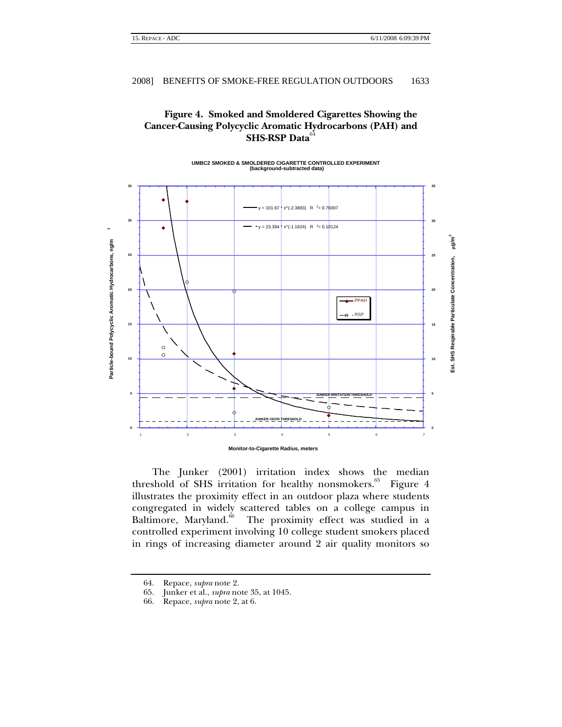**Figure 4. Smoked and Smoldered Cigarettes Showing the Cancer-Causing Polycyclic Aromatic Hydrocarbons (PAH) and SHS-RSP Data**[64]

UMBC2 SMOKED & SMOLDERED CIGARETTE CONTROLLED EXPERIMENT
(background-subtracted data)

$y = 101.67 * x^{(-2.3883)}$ $R^2 = 0.76007$

$y = 23.394 * x^{(-1.1624)}$ $R^2 = 0.10124$

PPAH

RSP

JUNKER IRRITATION THRESHOLD

JUNKER ODOR THRESHOLD

Particle-bound Polycyclic Aromatic Hydrocarbons, ng/m$^3$

Est. SHS Respirable Particulate Concentration, µg/m$^3$

Monitor-to-Cigarette Radius, meters

The Junker (2001) irritation index shows the median threshold of SHS irritation for healthy nonsmokers.[65] Figure 4 illustrates the proximity effect in an outdoor plaza where students congregated in widely scattered tables on a college campus in Baltimore, Maryland.[66] The proximity effect was studied in a controlled experiment involving 10 college student smokers placed in rings of increasing diameter around 2 air quality monitors so

---

64. Repace, *supra* note 2.
65. Junker et al., *supra* note 35, at 1045.
66. Repace, *supra* note 2, at 6.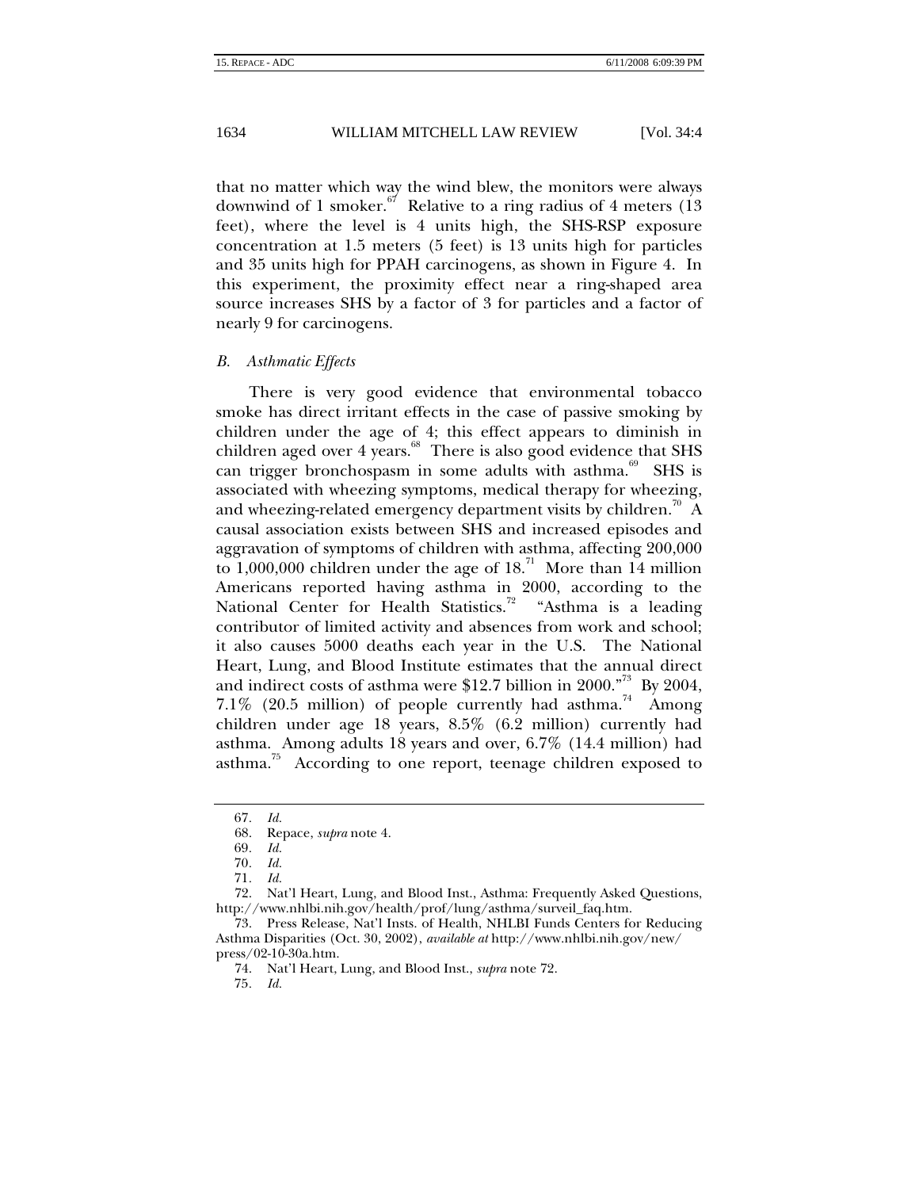that no matter which way the wind blew, the monitors were always downwind of 1 smoker.[67] Relative to a ring radius of 4 meters (13 feet), where the level is 4 units high, the SHS-RSP exposure concentration at 1.5 meters (5 feet) is 13 units high for particles and 35 units high for PPAH carcinogens, as shown in Figure 4. In this experiment, the proximity effect near a ring-shaped area source increases SHS by a factor of 3 for particles and a factor of nearly 9 for carcinogens.

### *B. Asthmatic Effects*

There is very good evidence that environmental tobacco smoke has direct irritant effects in the case of passive smoking by children under the age of 4; this effect appears to diminish in children aged over 4 years.[68] There is also good evidence that SHS can trigger bronchospasm in some adults with asthma.[69] SHS is associated with wheezing symptoms, medical therapy for wheezing, and wheezing-related emergency department visits by children.[70] A causal association exists between SHS and increased episodes and aggravation of symptoms of children with asthma, affecting 200,000 to 1,000,000 children under the age of 18.[71] More than 14 million Americans reported having asthma in 2000, according to the National Center for Health Statistics.[72] "Asthma is a leading contributor of limited activity and absences from work and school; it also causes 5000 deaths each year in the U.S. The National Heart, Lung, and Blood Institute estimates that the annual direct and indirect costs of asthma were $12.7 billion in 2000."[73] By 2004, 7.1% (20.5 million) of people currently had asthma.[74] Among children under age 18 years, 8.5% (6.2 million) currently had asthma. Among adults 18 years and over, 6.7% (14.4 million) had asthma.[75] According to one report, teenage children exposed to

---

67. *Id.*

68. Repace, *supra* note 4.

69. *Id.*

70. *Id.*

71. *Id.*

72. Nat'l Heart, Lung, and Blood Inst., Asthma: Frequently Asked Questions, http://www.nhlbi.nih.gov/health/prof/lung/asthma/surveil_faq.htm.

73. Press Release, Nat'l Insts. of Health, NHLBI Funds Centers for Reducing Asthma Disparities (Oct. 30, 2002), *available at* http://www.nhlbi.nih.gov/new/press/02-10-30a.htm.

74. Nat'l Heart, Lung, and Blood Inst., *supra* note 72.

75. *Id.*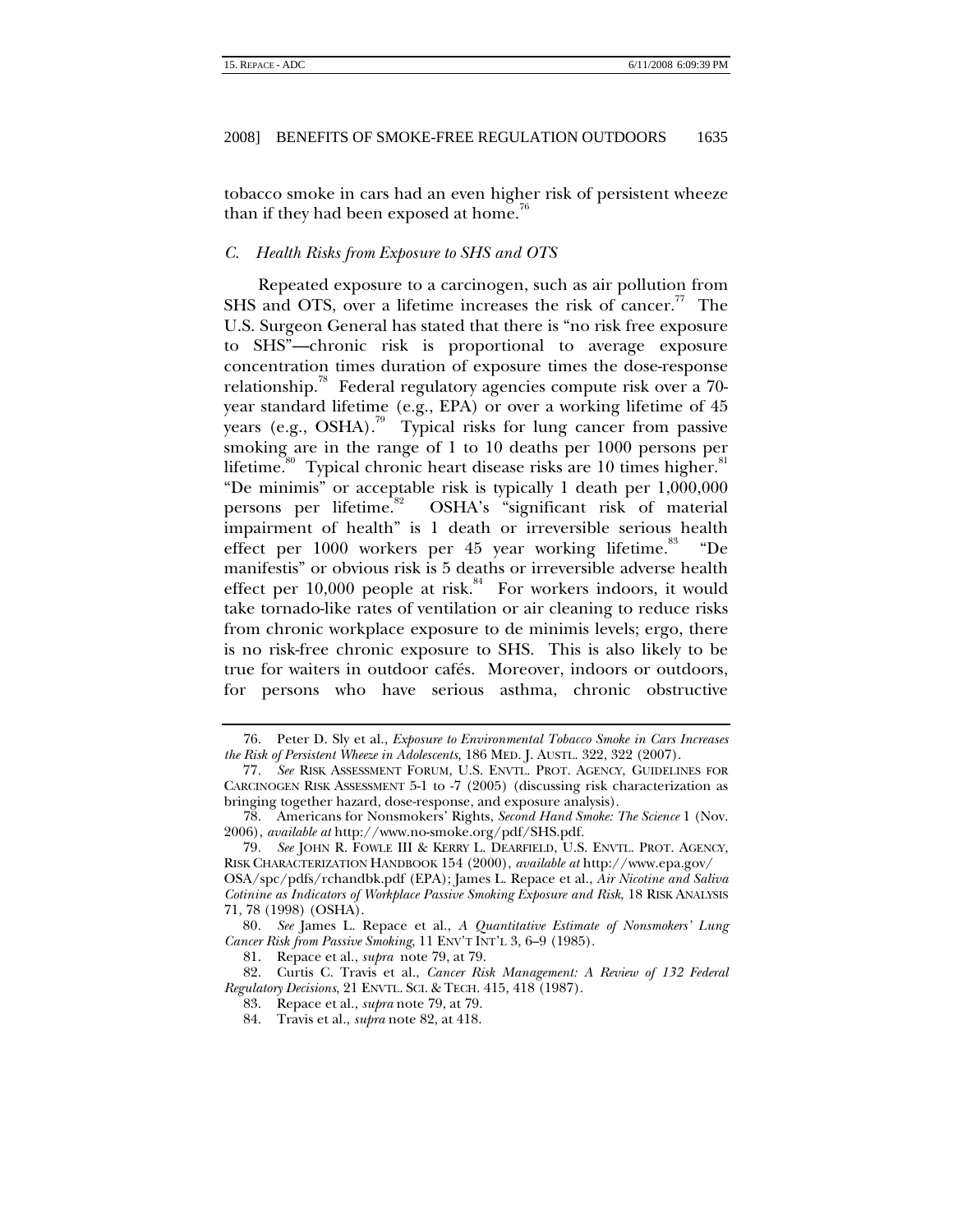tobacco smoke in cars had an even higher risk of persistent wheeze than if they had been exposed at home.[76]

### *C. Health Risks from Exposure to SHS and OTS*

Repeated exposure to a carcinogen, such as air pollution from SHS and OTS, over a lifetime increases the risk of cancer.[77] The U.S. Surgeon General has stated that there is "no risk free exposure to SHS"—chronic risk is proportional to average exposure concentration times duration of exposure times the dose-response relationship.[78] Federal regulatory agencies compute risk over a 70-year standard lifetime (e.g., EPA) or over a working lifetime of 45 years (e.g., OSHA).[79] Typical risks for lung cancer from passive smoking are in the range of 1 to 10 deaths per 1000 persons per lifetime.[80] Typical chronic heart disease risks are 10 times higher.[81] "De minimis" or acceptable risk is typically 1 death per 1,000,000 persons per lifetime.[82] OSHA's "significant risk of material impairment of health" is 1 death or irreversible serious health effect per 1000 workers per 45 year working lifetime.[83] "De manifestis" or obvious risk is 5 deaths or irreversible adverse health effect per 10,000 people at risk.[84] For workers indoors, it would take tornado-like rates of ventilation or air cleaning to reduce risks from chronic workplace exposure to de minimis levels; ergo, there is no risk-free chronic exposure to SHS. This is also likely to be true for waiters in outdoor cafés. Moreover, indoors or outdoors, for persons who have serious asthma, chronic obstructive

---

76. Peter D. Sly et al., *Exposure to Environmental Tobacco Smoke in Cars Increases the Risk of Persistent Wheeze in Adolescents*, 186 MED. J. AUSTL. 322, 322 (2007).

77. *See* RISK ASSESSMENT FORUM, U.S. ENVTL. PROT. AGENCY, GUIDELINES FOR CARCINOGEN RISK ASSESSMENT 5-1 to -7 (2005) (discussing risk characterization as bringing together hazard, dose-response, and exposure analysis).

78. Americans for Nonsmokers' Rights, *Second Hand Smoke: The Science* 1 (Nov. 2006), *available at* http://www.no-smoke.org/pdf/SHS.pdf.

79. *See* JOHN R. FOWLE III & KERRY L. DEARFIELD, U.S. ENVTL. PROT. AGENCY, RISK CHARACTERIZATION HANDBOOK 154 (2000), *available at* http://www.epa.gov/OSA/spc/pdfs/rchandbk.pdf (EPA); James L. Repace et al., *Air Nicotine and Saliva Cotinine as Indicators of Workplace Passive Smoking Exposure and Risk*, 18 RISK ANALYSIS 71, 78 (1998) (OSHA).

80. *See* James L. Repace et al., *A Quantitative Estimate of Nonsmokers' Lung Cancer Risk from Passive Smoking*, 11 ENV'T INT'L 3, 6–9 (1985).

81. Repace et al., *supra* note 79, at 79.

82. Curtis C. Travis et al., *Cancer Risk Management: A Review of 132 Federal Regulatory Decisions*, 21 ENVTL. SCI. & TECH. 415, 418 (1987).

83. Repace et al., *supra* note 79, at 79.

84. Travis et al., *supra* note 82, at 418.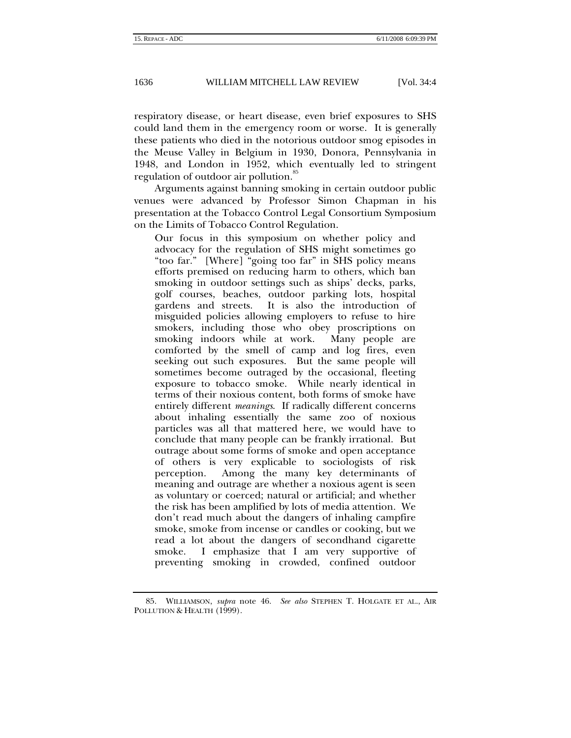respiratory disease, or heart disease, even brief exposures to SHS could land them in the emergency room or worse. It is generally these patients who died in the notorious outdoor smog episodes in the Meuse Valley in Belgium in 1930, Donora, Pennsylvania in 1948, and London in 1952, which eventually led to stringent regulation of outdoor air pollution.[85]

Arguments against banning smoking in certain outdoor public venues were advanced by Professor Simon Chapman in his presentation at the Tobacco Control Legal Consortium Symposium on the Limits of Tobacco Control Regulation.

> Our focus in this symposium on whether policy and advocacy for the regulation of SHS might sometimes go "too far." [Where] "going too far" in SHS policy means efforts premised on reducing harm to others, which ban smoking in outdoor settings such as ships' decks, parks, golf courses, beaches, outdoor parking lots, hospital gardens and streets. It is also the introduction of misguided policies allowing employers to refuse to hire smokers, including those who obey proscriptions on smoking indoors while at work. Many people are comforted by the smell of camp and log fires, even seeking out such exposures. But the same people will sometimes become outraged by the occasional, fleeting exposure to tobacco smoke. While nearly identical in terms of their noxious content, both forms of smoke have entirely different *meanings*. If radically different concerns about inhaling essentially the same zoo of noxious particles was all that mattered here, we would have to conclude that many people can be frankly irrational. But outrage about some forms of smoke and open acceptance of others is very explicable to sociologists of risk perception. Among the many key determinants of meaning and outrage are whether a noxious agent is seen as voluntary or coerced; natural or artificial; and whether the risk has been amplified by lots of media attention. We don't read much about the dangers of inhaling campfire smoke, smoke from incense or candles or cooking, but we read a lot about the dangers of secondhand cigarette smoke. I emphasize that I am very supportive of preventing smoking in crowded, confined outdoor

---

85. WILLIAMSON, *supra* note 46. *See also* STEPHEN T. HOLGATE ET AL., AIR POLLUTION & HEALTH (1999).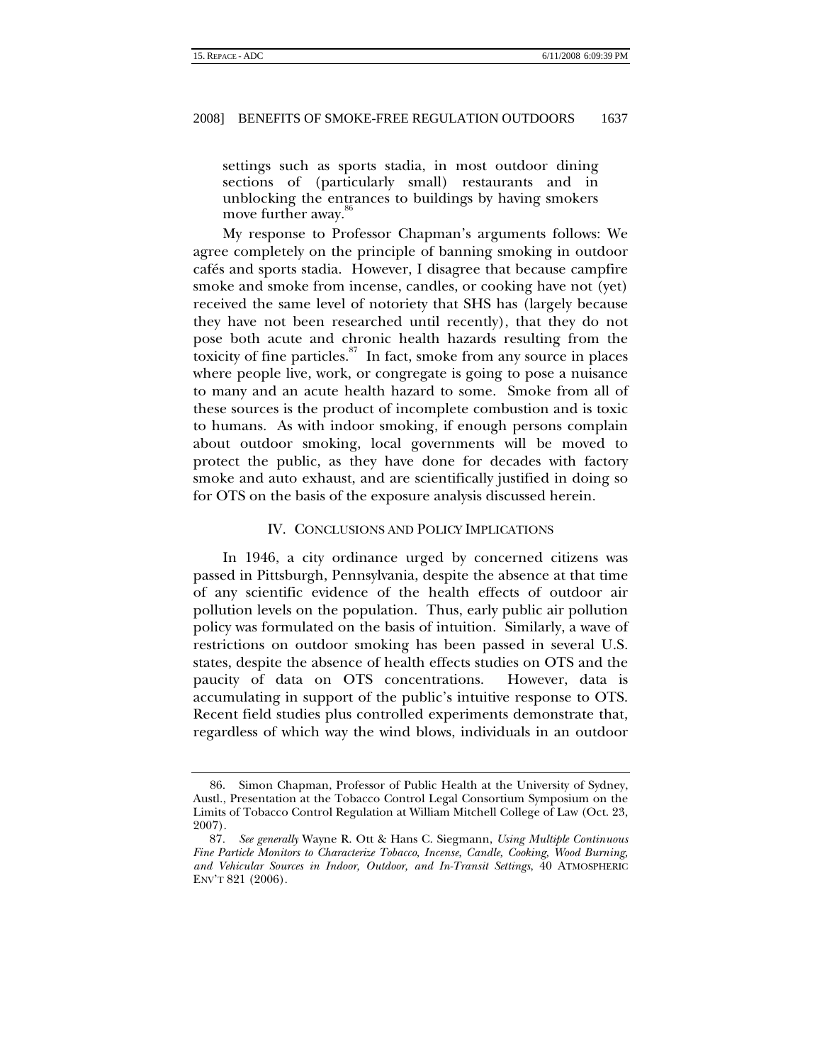settings such as sports stadia, in most outdoor dining sections of (particularly small) restaurants and in unblocking the entrances to buildings by having smokers move further away.[86]

My response to Professor Chapman's arguments follows: We agree completely on the principle of banning smoking in outdoor cafés and sports stadia. However, I disagree that because campfire smoke and smoke from incense, candles, or cooking have not (yet) received the same level of notoriety that SHS has (largely because they have not been researched until recently), that they do not pose both acute and chronic health hazards resulting from the toxicity of fine particles.[87] In fact, smoke from any source in places where people live, work, or congregate is going to pose a nuisance to many and an acute health hazard to some. Smoke from all of these sources is the product of incomplete combustion and is toxic to humans. As with indoor smoking, if enough persons complain about outdoor smoking, local governments will be moved to protect the public, as they have done for decades with factory smoke and auto exhaust, and are scientifically justified in doing so for OTS on the basis of the exposure analysis discussed herein.

## IV. CONCLUSIONS AND POLICY IMPLICATIONS

In 1946, a city ordinance urged by concerned citizens was passed in Pittsburgh, Pennsylvania, despite the absence at that time of any scientific evidence of the health effects of outdoor air pollution levels on the population. Thus, early public air pollution policy was formulated on the basis of intuition. Similarly, a wave of restrictions on outdoor smoking has been passed in several U.S. states, despite the absence of health effects studies on OTS and the paucity of data on OTS concentrations. However, data is accumulating in support of the public's intuitive response to OTS. Recent field studies plus controlled experiments demonstrate that, regardless of which way the wind blows, individuals in an outdoor

---

86. Simon Chapman, Professor of Public Health at the University of Sydney, Austl., Presentation at the Tobacco Control Legal Consortium Symposium on the Limits of Tobacco Control Regulation at William Mitchell College of Law (Oct. 23, 2007).

87. *See generally* Wayne R. Ott & Hans C. Siegmann, *Using Multiple Continuous Fine Particle Monitors to Characterize Tobacco, Incense, Candle, Cooking, Wood Burning, and Vehicular Sources in Indoor, Outdoor, and In-Transit Settings*, 40 ATMOSPHERIC ENV'T 821 (2006).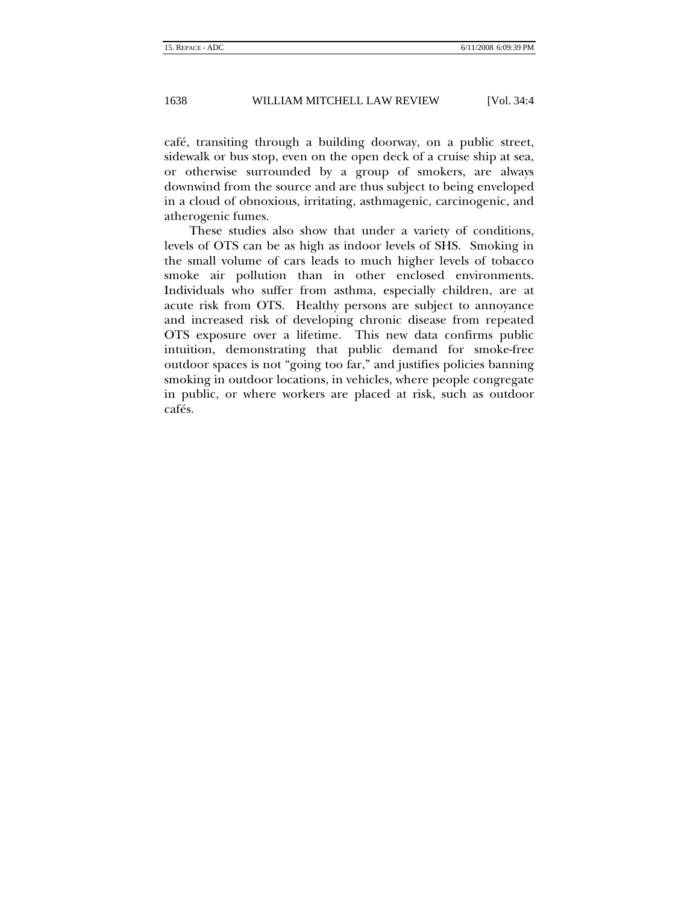café, transiting through a building doorway, on a public street, sidewalk or bus stop, even on the open deck of a cruise ship at sea, or otherwise surrounded by a group of smokers, are always downwind from the source and are thus subject to being enveloped in a cloud of obnoxious, irritating, asthmagenic, carcinogenic, and atherogenic fumes.

These studies also show that under a variety of conditions, levels of OTS can be as high as indoor levels of SHS. Smoking in the small volume of cars leads to much higher levels of tobacco smoke air pollution than in other enclosed environments. Individuals who suffer from asthma, especially children, are at acute risk from OTS. Healthy persons are subject to annoyance and increased risk of developing chronic disease from repeated OTS exposure over a lifetime. This new data confirms public intuition, demonstrating that public demand for smoke-free outdoor spaces is not "going too far," and justifies policies banning smoking in outdoor locations, in vehicles, where people congregate in public, or where workers are placed at risk, such as outdoor cafés.